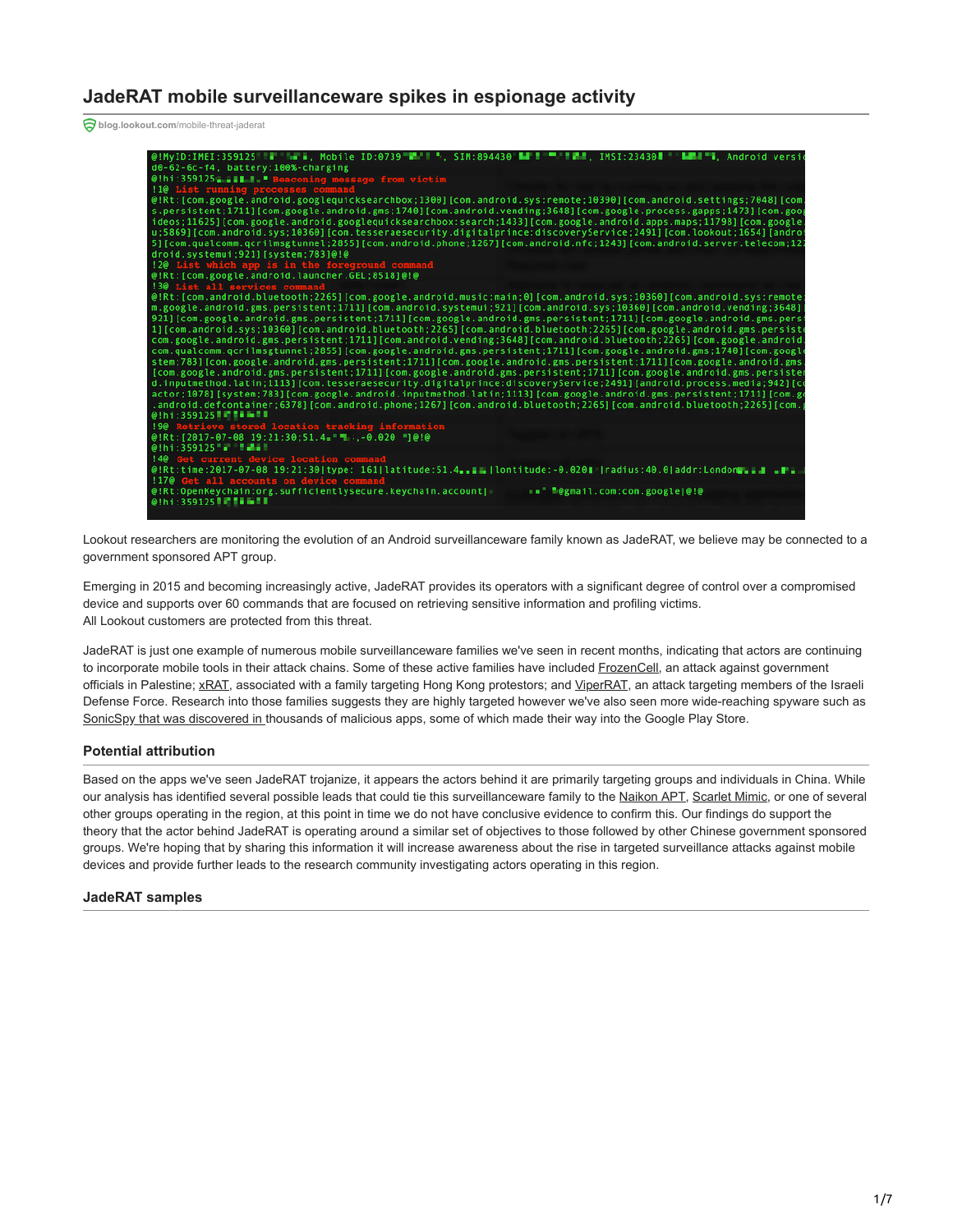# JadeRAT mobile surveillanceware spikes in espionage activity

blog.lookout.com/mobile-threat-jaderat

Lookout researchers are monitoring the evolution of an Android surveillanceware family known as JadeRAT, we believe may be connected to a government sponsored APT group.

Emerging in 2015 and becoming increasingly active, JadeRAT provides its operators with a significant degree of control over a compromised device and supports over 60 commands that are focused on retrieving sensitive information and profiling victims.
All Lookout customers are protected from this threat.

JadeRAT is just one example of numerous mobile surveillanceware families we've seen in recent months, indicating that actors are continuing to incorporate mobile tools in their attack chains. Some of these active families have included FrozenCell, an attack against government officials in Palestine; xRAT, associated with a family targeting Hong Kong protestors; and ViperRAT, an attack targeting members of the Israeli Defense Force. Research into those families suggests they are highly targeted however we've also seen more wide-reaching spyware such as SonicSpy that was discovered in thousands of malicious apps, some of which made their way into the Google Play Store.

### Potential attribution

Based on the apps we've seen JadeRAT trojanize, it appears the actors behind it are primarily targeting groups and individuals in China. While our analysis has identified several possible leads that could tie this surveillanceware family to the Naikon APT, Scarlet Mimic, or one of several other groups operating in the region, at this point in time we do not have conclusive evidence to confirm this. Our findings do support the theory that the actor behind JadeRAT is operating around a similar set of objectives to those followed by other Chinese government sponsored groups. We're hoping that by sharing this information it will increase awareness about the rise in targeted surveillance attacks against mobile devices and provide further leads to the research community investigating actors operating in this region.

### JadeRAT samples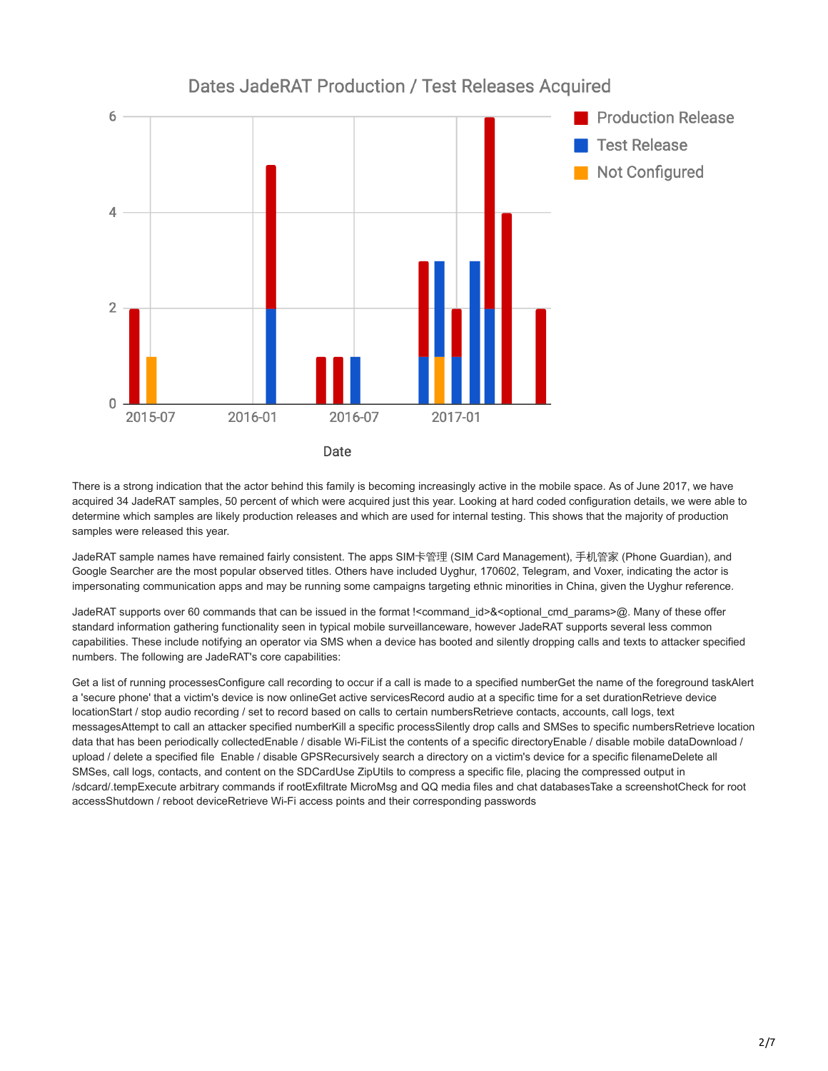There is a strong indication that the actor behind this family is becoming increasingly active in the mobile space. As of June 2017, we have acquired 34 JadeRAT samples, 50 percent of which were acquired just this year. Looking at hard coded configuration details, we were able to determine which samples are likely production releases and which are used for internal testing. This shows that the majority of production samples were released this year.

JadeRAT sample names have remained fairly consistent. The apps SIM卡管理 (SIM Card Management), 手机管家 (Phone Guardian), and Google Searcher are the most popular observed titles. Others have included Uyghur, 170602, Telegram, and Voxer, indicating the actor is impersonating communication apps and may be running some campaigns targeting ethnic minorities in China, given the Uyghur reference.

JadeRAT supports over 60 commands that can be issued in the format !<command_id>&<optional_cmd_params>@. Many of these offer standard information gathering functionality seen in typical mobile surveillanceware, however JadeRAT supports several less common capabilities. These include notifying an operator via SMS when a device has booted and silently dropping calls and texts to attacker specified numbers. The following are JadeRAT's core capabilities:

- Get a list of running processes
- Configure call recording to occur if a call is made to a specified number
- Get the name of the foreground task
- Alert a 'secure phone' that a victim's device is now online
- Get active services
- Record audio at a specific time for a set duration
- Retrieve device location
- Start / stop audio recording / set to record based on calls to certain numbers
- Retrieve contacts, accounts, call logs, text messages
- Attempt to call an attacker specified number
- Kill a specific process
- Silently drop calls and SMSes to specific numbers
- Retrieve location data that has been periodically collected
- Enable / disable Wi-Fi
- List the contents of a specific directory
- Enable / disable mobile data
- Download / upload / delete a specified file
- Enable / disable GPS
- Recursively search a directory on a victim's device for a specific filename
- Delete all SMSes, call logs, contacts, and content on the SDCard
- Use ZipUtils to compress a specific file, placing the compressed output in /sdcard/.temp
- Execute arbitrary commands if root
- Exfiltrate MicroMsg and QQ media files and chat databases
- Take a screenshot
- Check for root access
- Shutdown / reboot device
- Retrieve Wi-Fi access points and their corresponding passwords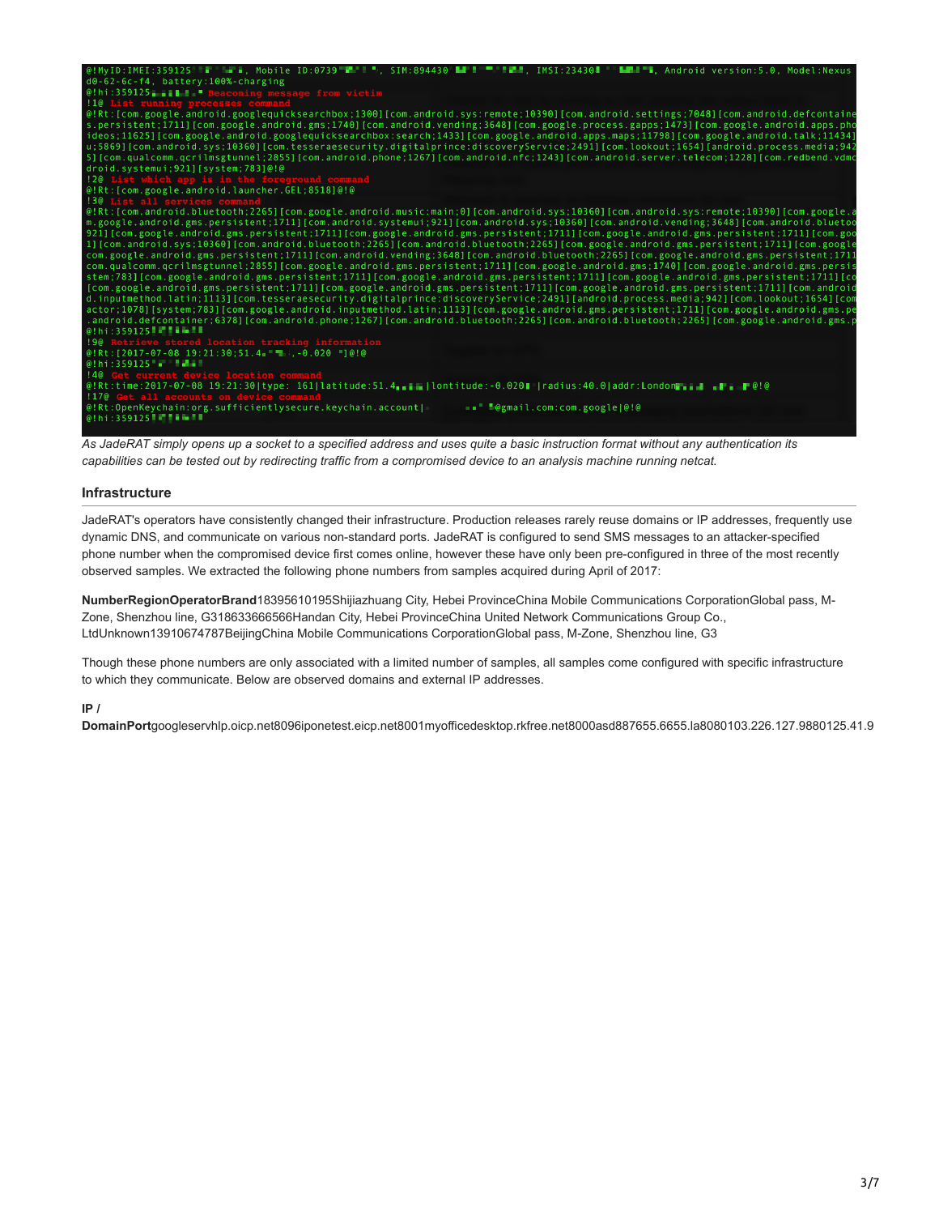```
@!MyID:IMEI:359125[redacted], Mobile ID:0739[redacted], SIM:894430[redacted], IMSI:23430[redacted], Android version:5.0, Model:Nexus
d0-62-6c-f4, battery:100%-charging
@!hi:359125[redacted] Beaconing message from victim
!1@ List running processes command
@!Rt:[com.google.android.googlequicksearchbox;1300][com.android.sys:remote;10390][com.android.settings;7048][com.android.defcontaine
s.persistent;1711][com.google.android.gms;1740][com.android.vending;3648][com.google.process.gapps;1473][com.google.android.apps.pho
ideos;11625][com.google.android.googlequicksearchbox:search;1433][com.google.android.apps.maps;11798][com.google.android.talk;11434]
u;5869][com.android.sys;10360][com.tesseraesecurity.digitalprince:discoveryService;2491][com.lookout;1654][android.process.media;942
5][com.qualcomm.qcrilmsgtunnel;2855][com.android.phone;1267][com.android.nfc;1243][com.android.server.telecom;1228][com.redbend.vdmc
droid.systemui;921][system;783]@!@
!2@ List which app is in the foreground command
@!Rt:[com.google.android.launcher.GEL;8518]@!@
!3@ List all services command
@!Rt:[com.android.bluetooth;2265][com.google.android.music:main;0][com.android.sys;10360][com.android.sys:remote;10390][com.google.a
m.google.android.gms.persistent;1711][com.android.systemui;921][com.android.sys;10360][com.android.vending;3648][com.android.bluetoo
921][com.google.android.gms.persistent;1711][com.google.android.gms.persistent;1711][com.google.android.gms.persistent;1711][com.goo
1][com.android.sys;10360][com.android.bluetooth;2265][com.android.bluetooth;2265][com.google.android.gms.persistent;1711][com.google
com.google.android.gms.persistent;1711][com.android.vending;3648][com.android.bluetooth;2265][com.google.android.gms.persistent;1711
com.qualcomm.qcrilmsgtunnel;2855][com.google.android.gms.persistent;1711][com.google.android.gms;1740][com.google.android.gms.persis
stem;783][com.google.android.gms.persistent;1711][com.google.android.gms.persistent;1711][com.google.android.gms.persistent;1711][co
[com.google.android.gms.persistent;1711][com.google.android.gms.persistent;1711][com.google.android.gms.persistent;1711][com.android
d.inputmethod.latin;1113][com.tesseraesecurity.digitalprince:discoveryService;2491][android.process.media;942][com.lookout;1654][com
actor;1078][system;783][com.google.android.inputmethod.latin;1113][com.google.android.gms.persistent;1711][com.google.android.gms.pe
.android.defcontainer;6378][com.android.phone;1267][com.android.bluetooth;2265][com.android.bluetooth;2265][com.google.android.gms.p
@!hi:359125[redacted]
!9@ Retrieve stored location tracking information
@!Rt:[2017-07-08 19:21:30;51.4[redacted],-0.020[redacted]]@!@
@!hi:359125[redacted]
!4@ Get current device location command
@!Rt:time:2017-07-08 19:21:30|type: 161|latitude:51.4[redacted]|lontitude:-0.020[redacted]|radius:40.0|addr:London[redacted]@!@
!17@ Get all accounts on device command
@!Rt:OpenKeychain:org.sufficientlysecure.keychain.account|[redacted]@gmail.com:com.google|@!@
@!hi:359125[redacted]
```

*As JadeRAT simply opens up a socket to a specified address and uses quite a basic instruction format without any authentication its capabilities can be tested out by redirecting traffic from a compromised device to an analysis machine running netcat.*

### Infrastructure

JadeRAT's operators have consistently changed their infrastructure. Production releases rarely reuse domains or IP addresses, frequently use dynamic DNS, and communicate on various non-standard ports. JadeRAT is configured to send SMS messages to an attacker-specified phone number when the compromised device first comes online, however these have only been pre-configured in three of the most recently observed samples. We extracted the following phone numbers from samples acquired during April of 2017:

| Number | Region | Operator | Brand |
| --- | --- | --- | --- |
| 18395610195 | Shijiazhuang City, Hebei Province | China Mobile Communications Corporation | Global pass, M-Zone, Shenzhou line, G3 |
| 18633666566 | Handan City, Hebei Province | China United Network Communications Group Co., Ltd | Unknown |
| 13910674787 | Beijing | China Mobile Communications Corporation | Global pass, M-Zone, Shenzhou line, G3 |

Though these phone numbers are only associated with a limited number of samples, all samples come configured with specific infrastructure to which they communicate. Below are observed domains and external IP addresses.

| IP / Domain | Port |
| --- | --- |
| googleservhlp.oicp.net | 8096 |
| iponetest.eicp.net | 8001 |
| myofficedesktop.rkfree.net | 8000 |
| asd887655.6655.la | 8080 |
| 103.226.127.98 | 80 |
| 125.41.9 | |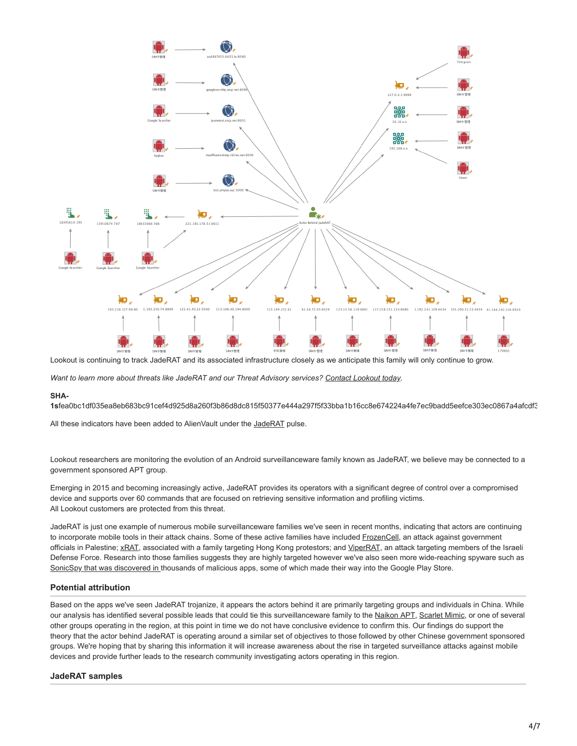Lookout is continuing to track JadeRAT and its associated infrastructure closely as we anticipate this family will only continue to grow.

*Want to learn more about threats like JadeRAT and our Threat Advisory services? Contact Lookout today.*

**SHA-1s**fea0bc1df035ea8eb683bc91cef4d925d8a260f3b86d8dc815f50377e444a297f5f33bba1b16cc8e674224a4fe7ec9badd5eefce303ec0867a4afcdf3

All these indicators have been added to AlienVault under the JadeRAT pulse.

Lookout researchers are monitoring the evolution of an Android surveillanceware family known as JadeRAT, we believe may be connected to a government sponsored APT group.

Emerging in 2015 and becoming increasingly active, JadeRAT provides its operators with a significant degree of control over a compromised device and supports over 60 commands that are focused on retrieving sensitive information and profiling victims.
All Lookout customers are protected from this threat.

JadeRAT is just one example of numerous mobile surveillanceware families we've seen in recent months, indicating that actors are continuing to incorporate mobile tools in their attack chains. Some of these active families have included FrozenCell, an attack against government officials in Palestine; xRAT, associated with a family targeting Hong Kong protestors; and ViperRAT, an attack targeting members of the Israeli Defense Force. Research into those families suggests they are highly targeted however we've also seen more wide-reaching spyware such as SonicSpy that was discovered in thousands of malicious apps, some of which made their way into the Google Play Store.

### Potential attribution

Based on the apps we've seen JadeRAT trojanize, it appears the actors behind it are primarily targeting groups and individuals in China. While our analysis has identified several possible leads that could tie this surveillanceware family to the Naikon APT, Scarlet Mimic, or one of several other groups operating in the region, at this point in time we do not have conclusive evidence to confirm this. Our findings do support the theory that the actor behind JadeRAT is operating around a similar set of objectives to those followed by other Chinese government sponsored groups. We're hoping that by sharing this information it will increase awareness about the rise in targeted surveillance attacks against mobile devices and provide further leads to the research community investigating actors operating in this region.

### JadeRAT samples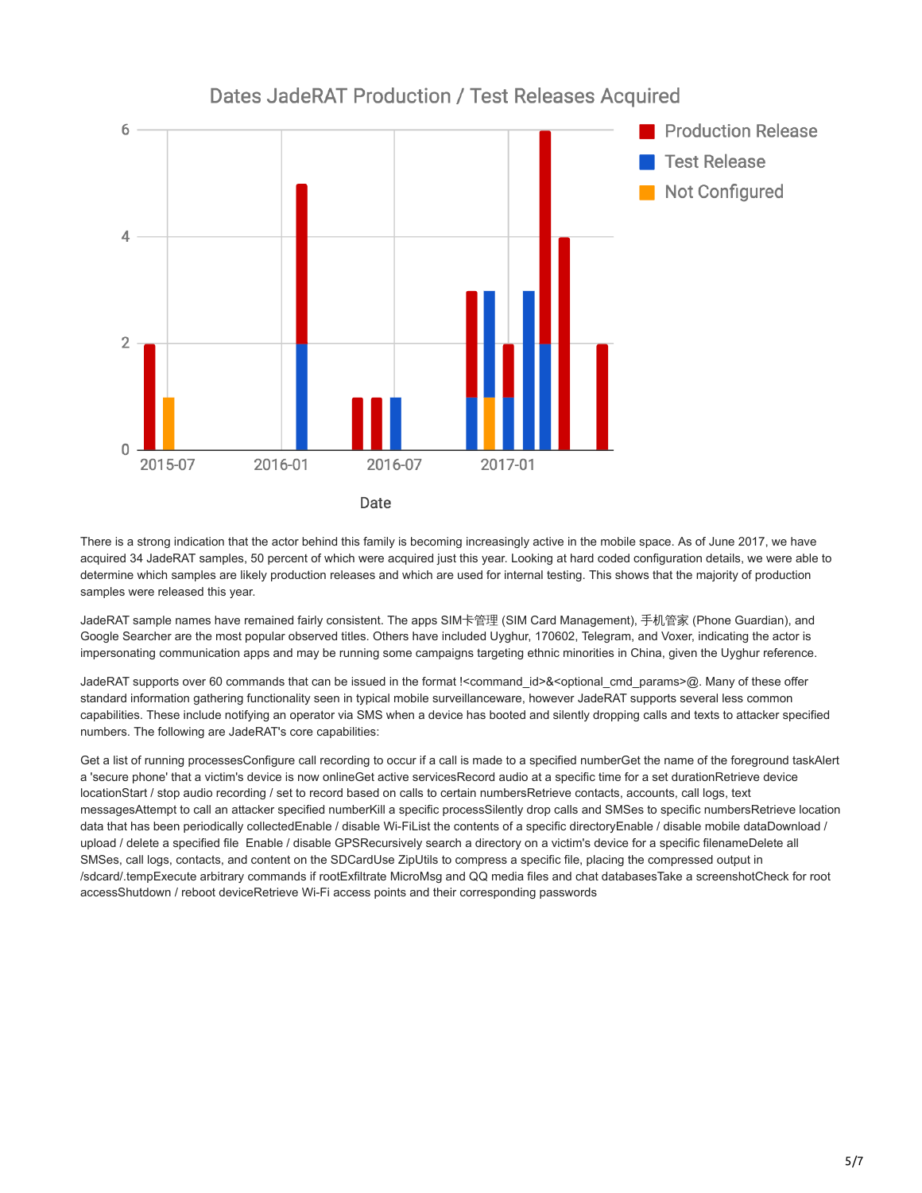Dates JadeRAT Production / Test Releases Acquired

There is a strong indication that the actor behind this family is becoming increasingly active in the mobile space. As of June 2017, we have acquired 34 JadeRAT samples, 50 percent of which were acquired just this year. Looking at hard coded configuration details, we were able to determine which samples are likely production releases and which are used for internal testing. This shows that the majority of production samples were released this year.

JadeRAT sample names have remained fairly consistent. The apps SIM卡管理 (SIM Card Management), 手机管家 (Phone Guardian), and Google Searcher are the most popular observed titles. Others have included Uyghur, 170602, Telegram, and Voxer, indicating the actor is impersonating communication apps and may be running some campaigns targeting ethnic minorities in China, given the Uyghur reference.

JadeRAT supports over 60 commands that can be issued in the format !<command_id>&<optional_cmd_params>@. Many of these offer standard information gathering functionality seen in typical mobile surveillanceware, however JadeRAT supports several less common capabilities. These include notifying an operator via SMS when a device has booted and silently dropping calls and texts to attacker specified numbers. The following are JadeRAT's core capabilities:

Get a list of running processesConfigure call recording to occur if a call is made to a specified numberGet the name of the foreground taskAlert a 'secure phone' that a victim's device is now onlineGet active servicesRecord audio at a specific time for a set durationRetrieve device locationStart / stop audio recording / set to record based on calls to certain numbersRetrieve contacts, accounts, call logs, text messagesAttempt to call an attacker specified numberKill a specific processSilently drop calls and SMSes to specific numbersRetrieve location data that has been periodically collectedEnable / disable Wi-FiList the contents of a specific directoryEnable / disable mobile dataDownload / upload / delete a specified file Enable / disable GPSRecursively search a directory on a victim's device for a specific filenameDelete all SMSes, call logs, contacts, and content on the SDCardUse ZipUtils to compress a specific file, placing the compressed output in /sdcard/.tempExecute arbitrary commands if rootExfiltrate MicroMsg and QQ media files and chat databasesTake a screenshotCheck for root accessShutdown / reboot deviceRetrieve Wi-Fi access points and their corresponding passwords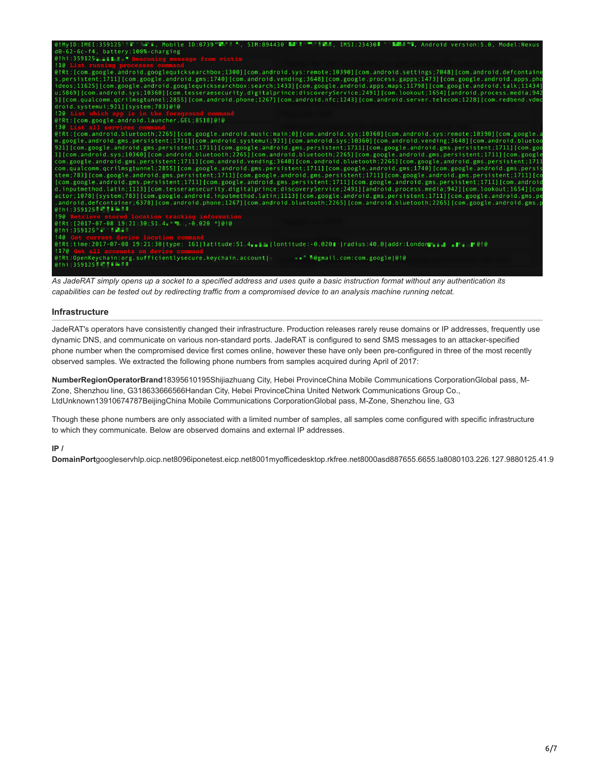```
@!MyID:IMEI:359125, Mobile ID:0739, SIM:894430, IMSI:23430, Android version:5.0, Model:Nexus
d0-62-6c-f4, battery:100%-charging
@!hi:359125 Beaconing message from victim
!1@ List running processes command
@!Rt:[com.google.android.googlequicksearchbox;1300][com.android.sys:remote;10390][com.android.settings;7048][com.android.defcontaine
s.persistent;1711][com.google.android.gms;1740][com.android.vending;3648][com.google.process.gapps;1473][com.google.android.apps.pho
ideos;11625][com.google.android.googlequicksearchbox:search;1433][com.google.android.apps.maps;11798][com.google.android.talk;11434]
u;5869][com.android.sys;10360][com.tesseraesecurity.digitalprince:discoveryService;2491][com.lookout;1654][android.process.media;942
5][com.qualcomm.qcrilmsgtunnel;2855][com.android.phone;1267][com.android.nfc;1243][com.android.server.telecom;1228][com.redbend.vdmc
droid.systemui;921][system;783]@!@
!2@ List which app is in the foreground command
@!Rt:[com.google.android.launcher.GEL;8518]@!@
!3@ List all services command
@!Rt:[com.android.bluetooth;2265][com.google.android.music:main;0][com.android.sys;10360][com.android.sys:remote;10390][com.google.a
m.google.android.gms.persistent;1711][com.android.systemui;921][com.android.sys;10360][com.android.vending;3648][com.android.bluetoo
921][com.google.android.gms.persistent;1711][com.google.android.gms.persistent;1711][com.google.android.gms.persistent;1711][com.goo
1][com.android.sys;10360][com.android.bluetooth;2265][com.android.bluetooth;2265][com.google.android.gms.persistent;1711][com.google
com.google.android.gms.persistent;1711][com.android.vending;3648][com.android.bluetooth;2265][com.google.android.gms.persistent;1711
com.qualcomm.qcrilmsgtunnel;2855][com.google.android.gms.persistent;1711][com.google.android.gms;1740][com.google.android.gms.persis
stem;783][com.google.android.gms.persistent;1711][com.google.android.gms.persistent;1711][com.google.android.gms.persistent;1711][co
[com.google.android.gms.persistent;1711][com.google.android.gms.persistent;1711][com.google.android.gms.persistent;1711][com.android
d.inputmethod.latin;1113][com.tesseraesecurity.digitalprince:discoveryService;2491][android.process.media;942][com.lookout;1654][com
actor;1078][system;783][com.google.android.inputmethod.latin;1113][com.google.android.gms.persistent;1711][com.google.android.gms.pe
.android.defcontainer;6378][com.android.phone;1267][com.android.bluetooth;2265][com.android.bluetooth;2265][com.google.android.gms.p
@!hi:359125
!9@ Retrieve stored location tracking information
@!Rt:[2017-07-08 19:21:30;51.4,-0.020]@!@
@!hi:359125
!4@ Get current device location command
@!Rt:time:2017-07-08 19:21:30|type: 161|latitude:51.4|lontitude:-0.020|radius:40.0|addr:London@!@
!17@ Get all accounts on device command
@!Rt:OpenKeychain:org.sufficientlysecure.keychain.account|@gmail.com:com.google|@!@
@!hi:359125
```

*As JadeRAT simply opens up a socket to a specified address and uses quite a basic instruction format without any authentication its capabilities can be tested out by redirecting traffic from a compromised device to an analysis machine running netcat.*

## Infrastructure

JadeRAT's operators have consistently changed their infrastructure. Production releases rarely reuse domains or IP addresses, frequently use dynamic DNS, and communicate on various non-standard ports. JadeRAT is configured to send SMS messages to an attacker-specified phone number when the compromised device first comes online, however these have only been pre-configured in three of the most recently observed samples. We extracted the following phone numbers from samples acquired during April of 2017:

| Number | Region | Operator | Brand |
| --- | --- | --- | --- |
| 18395610195 | Shijiazhuang City, Hebei Province | China Mobile Communications Corporation | Global pass, M-Zone, Shenzhou line, G3 |
| 18633666566 | Handan City, Hebei Province | China United Network Communications Group Co., Ltd | Unknown |
| 13910674787 | Beijing | China Mobile Communications Corporation | Global pass, M-Zone, Shenzhou line, G3 |

Though these phone numbers are only associated with a limited number of samples, all samples come configured with specific infrastructure to which they communicate. Below are observed domains and external IP addresses.

| IP / Domain | Port |
| --- | --- |
| googleservhlp.oicp.net | 8096 |
| iponetest.eicp.net | 8001 |
| myofficedesktop.rkfree.net | 8000 |
| asd887655.6655.la | 8080 |
| 103.226.127.98 | 80 |
| 125.41.9 | |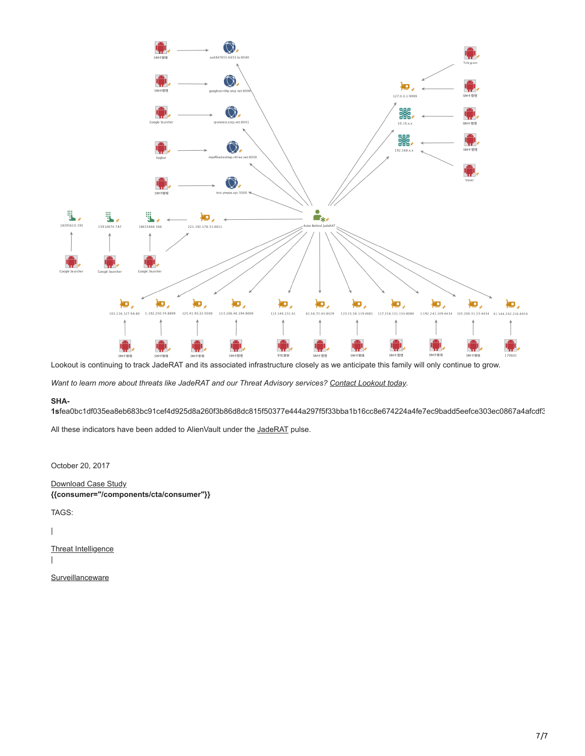Lookout is continuing to track JadeRAT and its associated infrastructure closely as we anticipate this family will only continue to grow.

*Want to learn more about threats like JadeRAT and our Threat Advisory services? Contact Lookout today.*

**SHA-1s**fea0bc1df035ea8eb683bc91cef4d925d8a260f3b86d8dc815f50377e444a297f5f33bba1b16cc8e674224a4fe7ec9badd5eefce303ec0867a4afcdf3

All these indicators have been added to AlienVault under the JadeRAT pulse.

October 20, 2017

Download Case Study

**{{consumer="/components/cta/consumer"}}**

TAGS:

|

Threat Intelligence

|

Surveillanceware